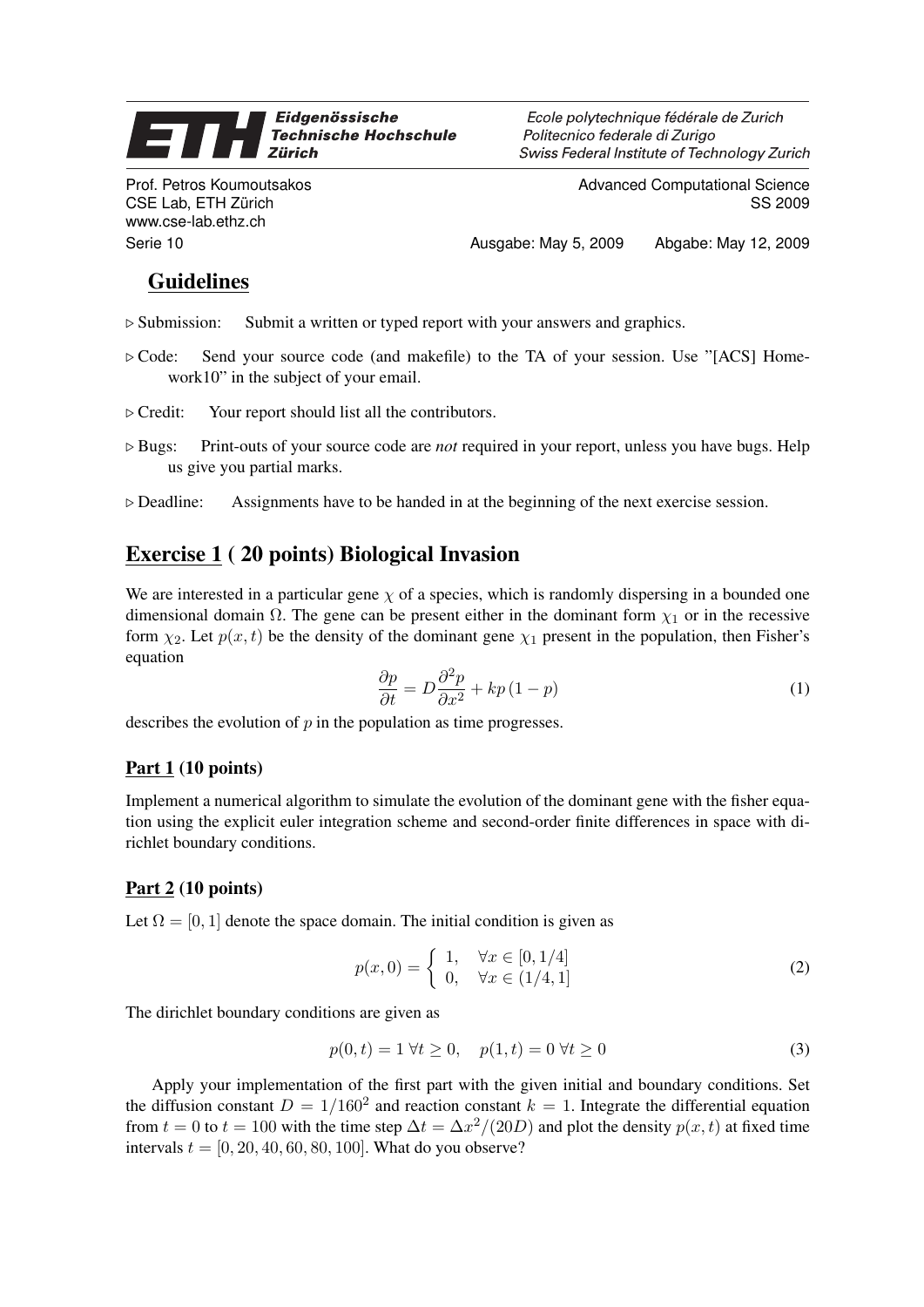**Eidgenössische Technische Hochschule Zürich** — *Ecole polytechnique fédérale de Zurich / Politecnico federale di Zurigo / Swiss Federal Institute of Technology Zurich*

Prof. Petros Koumoutsakos
CSE Lab, ETH Zürich
www.cse-lab.ethz.ch

Advanced Computational Science
SS 2009

Serie 10 — Ausgabe: May 5, 2009 — Abgabe: May 12, 2009

## Guidelines

- ▷ Submission: Submit a written or typed report with your answers and graphics.
- ▷ Code: Send your source code (and makefile) to the TA of your session. Use "[ACS] Homework10" in the subject of your email.
- ▷ Credit: Your report should list all the contributors.
- ▷ Bugs: Print-outs of your source code are *not* required in your report, unless you have bugs. Help us give you partial marks.
- ▷ Deadline: Assignments have to be handed in at the beginning of the next exercise session.

## Exercise 1 ( 20 points) Biological Invasion

We are interested in a particular gene $\chi$ of a species, which is randomly dispersing in a bounded one dimensional domain $\Omega$. The gene can be present either in the dominant form $\chi_1$ or in the recessive form $\chi_2$. Let $p(x,t)$ be the density of the dominant gene $\chi_1$ present in the population, then Fisher's equation

$$\frac{\partial p}{\partial t} = D\frac{\partial^2 p}{\partial x^2} + kp\,(1-p) \tag{1}$$

describes the evolution of $p$ in the population as time progresses.

### Part 1 (10 points)

Implement a numerical algorithm to simulate the evolution of the dominant gene with the fisher equation using the explicit euler integration scheme and second-order finite differences in space with dirichlet boundary conditions.

### Part 2 (10 points)

Let $\Omega = [0,1]$ denote the space domain. The initial condition is given as

$$p(x,0) = \begin{cases} 1, & \forall x \in [0, 1/4] \\ 0, & \forall x \in (1/4, 1] \end{cases} \tag{2}$$

The dirichlet boundary conditions are given as

$$p(0,t) = 1 \;\forall t \geq 0, \quad p(1,t) = 0 \;\forall t \geq 0 \tag{3}$$

Apply your implementation of the first part with the given initial and boundary conditions. Set the diffusion constant $D = 1/160^2$ and reaction constant $k = 1$. Integrate the differential equation from $t = 0$ to $t = 100$ with the time step $\Delta t = \Delta x^2/(20D)$ and plot the density $p(x,t)$ at fixed time intervals $t = [0, 20, 40, 60, 80, 100]$. What do you observe?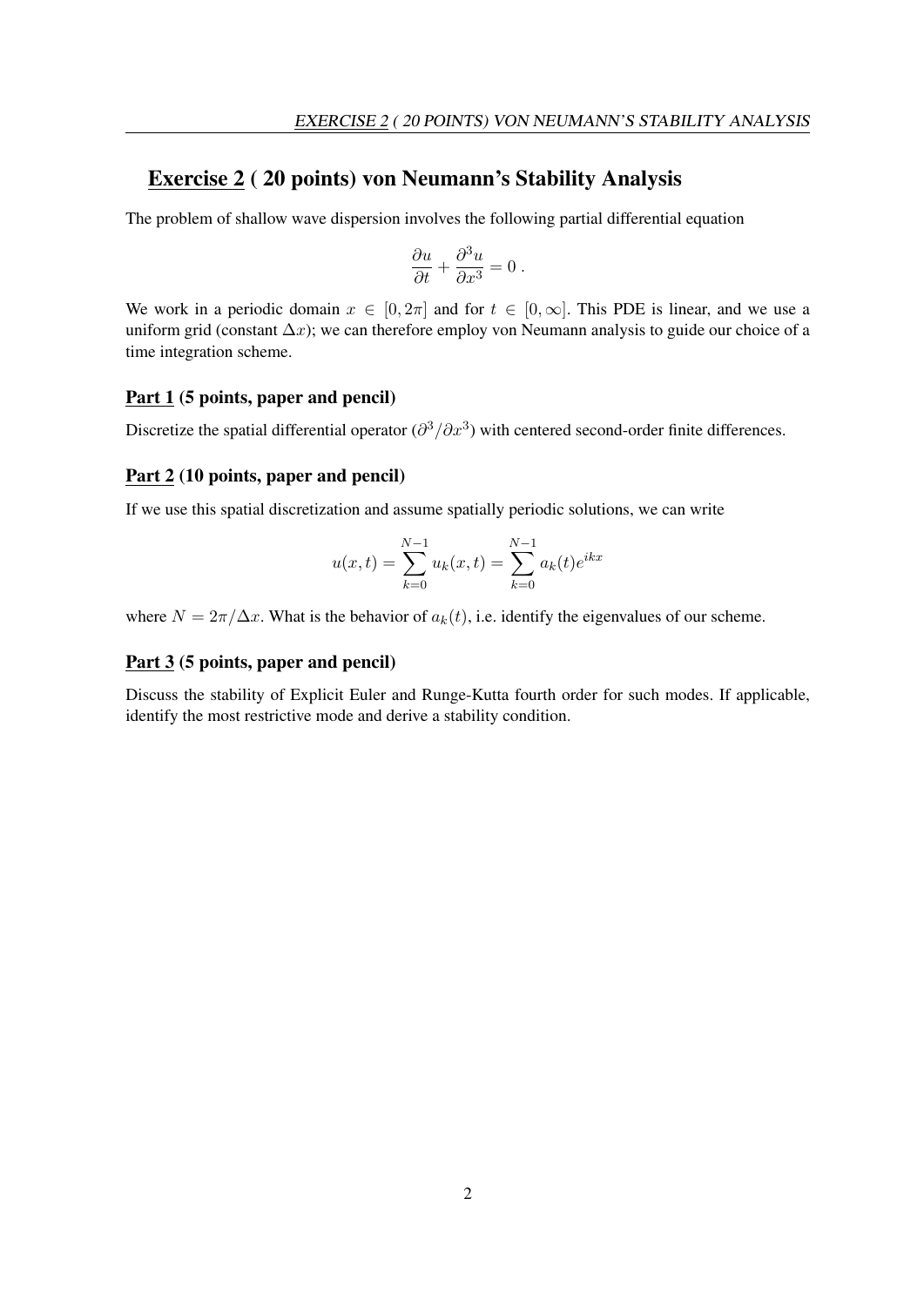## Exercise 2 ( 20 points) von Neumann's Stability Analysis

The problem of shallow wave dispersion involves the following partial differential equation

$$\frac{\partial u}{\partial t} + \frac{\partial^3 u}{\partial x^3} = 0 \, .$$

We work in a periodic domain $x \in [0, 2\pi]$ and for $t \in [0, \infty]$. This PDE is linear, and we use a uniform grid (constant $\Delta x$); we can therefore employ von Neumann analysis to guide our choice of a time integration scheme.

### Part 1 (5 points, paper and pencil)

Discretize the spatial differential operator ($\partial^3/\partial x^3$) with centered second-order finite differences.

### Part 2 (10 points, paper and pencil)

If we use this spatial discretization and assume spatially periodic solutions, we can write

$$u(x,t) = \sum_{k=0}^{N-1} u_k(x,t) = \sum_{k=0}^{N-1} a_k(t) e^{ikx}$$

where $N = 2\pi/\Delta x$. What is the behavior of $a_k(t)$, i.e. identify the eigenvalues of our scheme.

### Part 3 (5 points, paper and pencil)

Discuss the stability of Explicit Euler and Runge-Kutta fourth order for such modes. If applicable, identify the most restrictive mode and derive a stability condition.